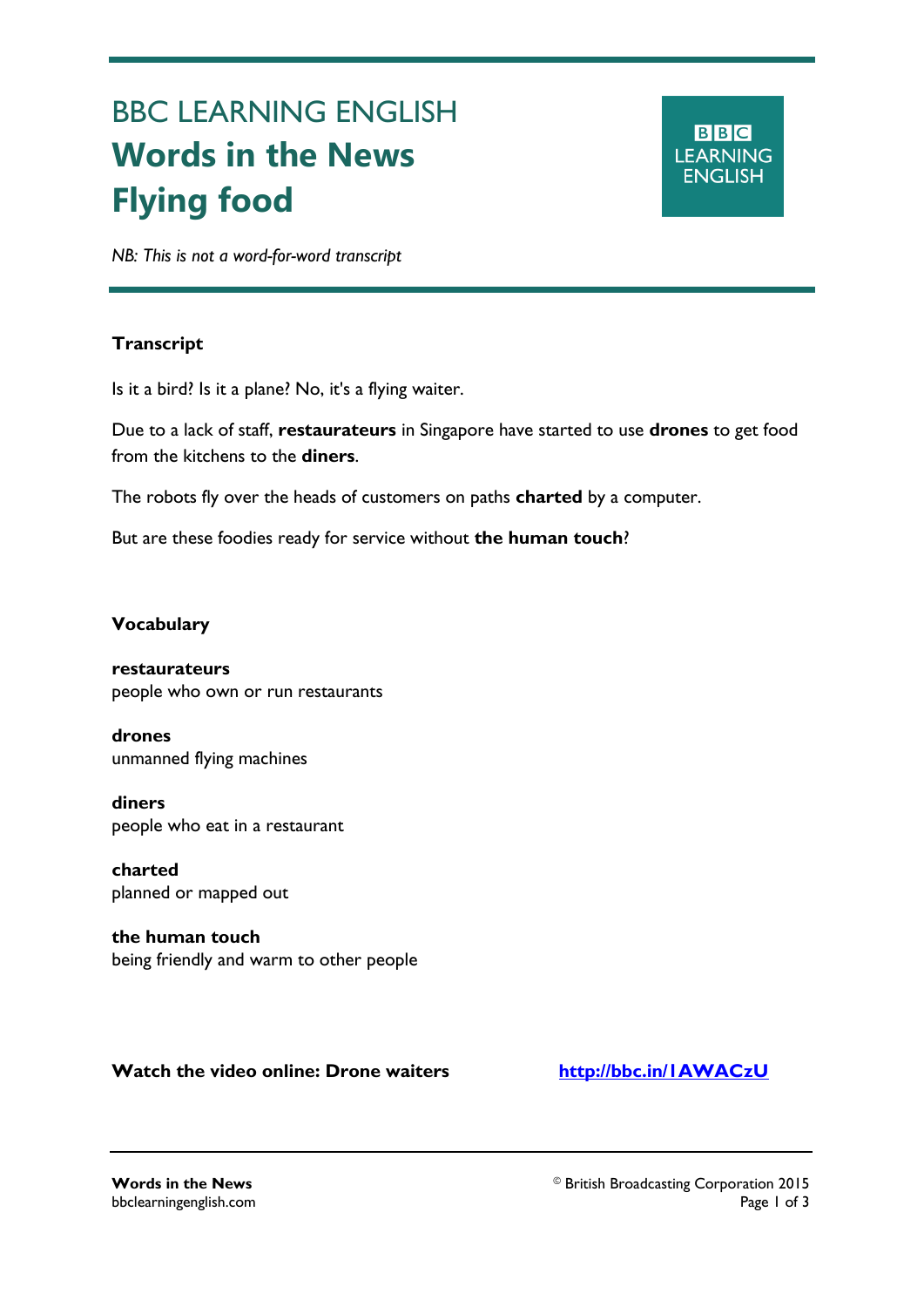# BBC LEARNING ENGLISH
# Words in the News
# Flying food

*NB: This is not a word-for-word transcript*

## Transcript

Is it a bird? Is it a plane? No, it's a flying waiter.

Due to a lack of staff, **restaurateurs** in Singapore have started to use **drones** to get food from the kitchens to the **diners**.

The robots fly over the heads of customers on paths **charted** by a computer.

But are these foodies ready for service without **the human touch**?

## Vocabulary

**restaurateurs**
people who own or run restaurants

**drones**
unmanned flying machines

**diners**
people who eat in a restaurant

**charted**
planned or mapped out

**the human touch**
being friendly and warm to other people

**Watch the video online: Drone waiters** [http://bbc.in/1AWACzU](http://bbc.in/1AWACzU)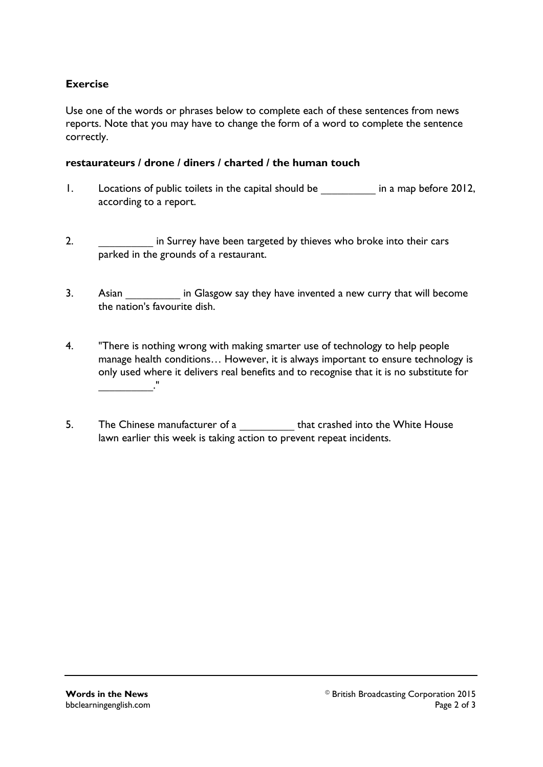**Exercise**

Use one of the words or phrases below to complete each of these sentences from news reports. Note that you may have to change the form of a word to complete the sentence correctly.

**restaurateurs / drone / diners / charted / the human touch**

1. Locations of public toilets in the capital should be _________ in a map before 2012, according to a report.

2. _________ in Surrey have been targeted by thieves who broke into their cars parked in the grounds of a restaurant.

3. Asian _________ in Glasgow say they have invented a new curry that will become the nation's favourite dish.

4. "There is nothing wrong with making smarter use of technology to help people manage health conditions… However, it is always important to ensure technology is only used where it delivers real benefits and to recognise that it is no substitute for _________."

5. The Chinese manufacturer of a _________ that crashed into the White House lawn earlier this week is taking action to prevent repeat incidents.

**Words in the News**
bbclearningenglish.com

© British Broadcasting Corporation 2015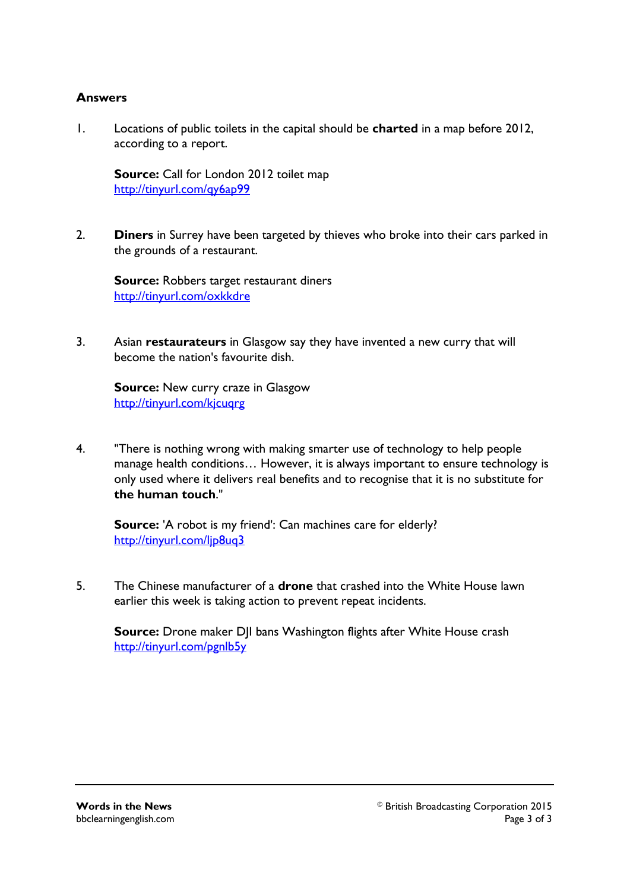**Answers**

1. Locations of public toilets in the capital should be **charted** in a map before 2012, according to a report.

   **Source:** Call for London 2012 toilet map
   http://tinyurl.com/qy6ap99

2. **Diners** in Surrey have been targeted by thieves who broke into their cars parked in the grounds of a restaurant.

   **Source:** Robbers target restaurant diners
   http://tinyurl.com/oxkkdre

3. Asian **restaurateurs** in Glasgow say they have invented a new curry that will become the nation's favourite dish.

   **Source:** New curry craze in Glasgow
   http://tinyurl.com/kjcuqrg

4. "There is nothing wrong with making smarter use of technology to help people manage health conditions… However, it is always important to ensure technology is only used where it delivers real benefits and to recognise that it is no substitute for **the human touch**."

   **Source:** 'A robot is my friend': Can machines care for elderly?
   http://tinyurl.com/ljp8uq3

5. The Chinese manufacturer of a **drone** that crashed into the White House lawn earlier this week is taking action to prevent repeat incidents.

   **Source:** Drone maker DJI bans Washington flights after White House crash
   http://tinyurl.com/pgnlb5y